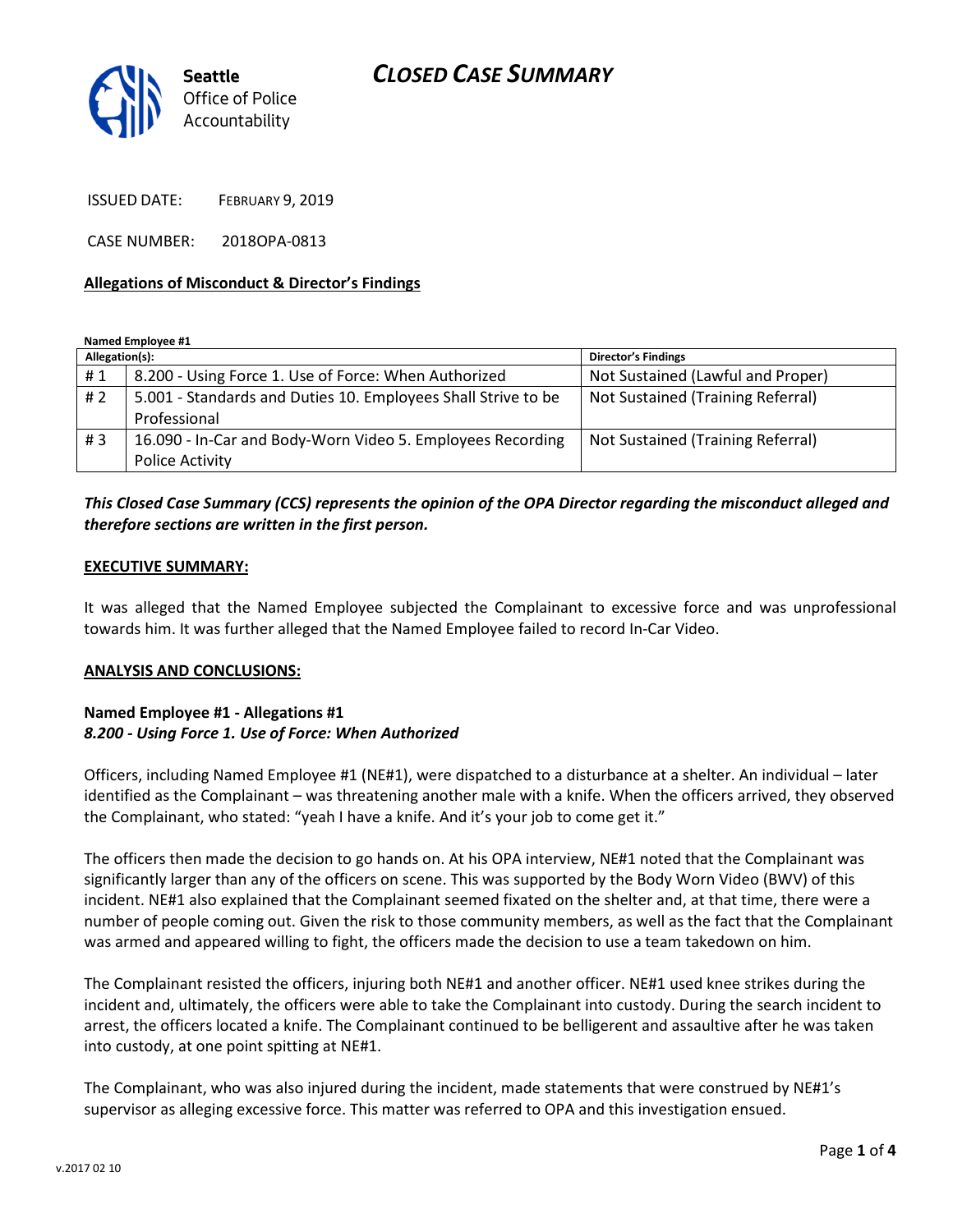# CLOSED CASE SUMMARY

Seattle Office of Police Accountability

ISSUED DATE: FEBRUARY 9, 2019

CASE NUMBER: 2018OPA-0813

**Allegations of Misconduct & Director's Findings**

**Named Employee #1**

| Allegation(s): | | Director's Findings |
|---|---|---|
| # 1 | 8.200 - Using Force 1. Use of Force: When Authorized | Not Sustained (Lawful and Proper) |
| # 2 | 5.001 - Standards and Duties 10. Employees Shall Strive to be Professional | Not Sustained (Training Referral) |
| # 3 | 16.090 - In-Car and Body-Worn Video 5. Employees Recording Police Activity | Not Sustained (Training Referral) |

***This Closed Case Summary (CCS) represents the opinion of the OPA Director regarding the misconduct alleged and therefore sections are written in the first person.***

**EXECUTIVE SUMMARY:**

It was alleged that the Named Employee subjected the Complainant to excessive force and was unprofessional towards him. It was further alleged that the Named Employee failed to record In-Car Video.

**ANALYSIS AND CONCLUSIONS:**

**Named Employee #1 - Allegations #1**
***8.200 - Using Force 1. Use of Force: When Authorized***

Officers, including Named Employee #1 (NE#1), were dispatched to a disturbance at a shelter. An individual – later identified as the Complainant – was threatening another male with a knife. When the officers arrived, they observed the Complainant, who stated: "yeah I have a knife. And it's your job to come get it."

The officers then made the decision to go hands on. At his OPA interview, NE#1 noted that the Complainant was significantly larger than any of the officers on scene. This was supported by the Body Worn Video (BWV) of this incident. NE#1 also explained that the Complainant seemed fixated on the shelter and, at that time, there were a number of people coming out. Given the risk to those community members, as well as the fact that the Complainant was armed and appeared willing to fight, the officers made the decision to use a team takedown on him.

The Complainant resisted the officers, injuring both NE#1 and another officer. NE#1 used knee strikes during the incident and, ultimately, the officers were able to take the Complainant into custody. During the search incident to arrest, the officers located a knife. The Complainant continued to be belligerent and assaultive after he was taken into custody, at one point spitting at NE#1.

The Complainant, who was also injured during the incident, made statements that were construed by NE#1's supervisor as alleging excessive force. This matter was referred to OPA and this investigation ensued.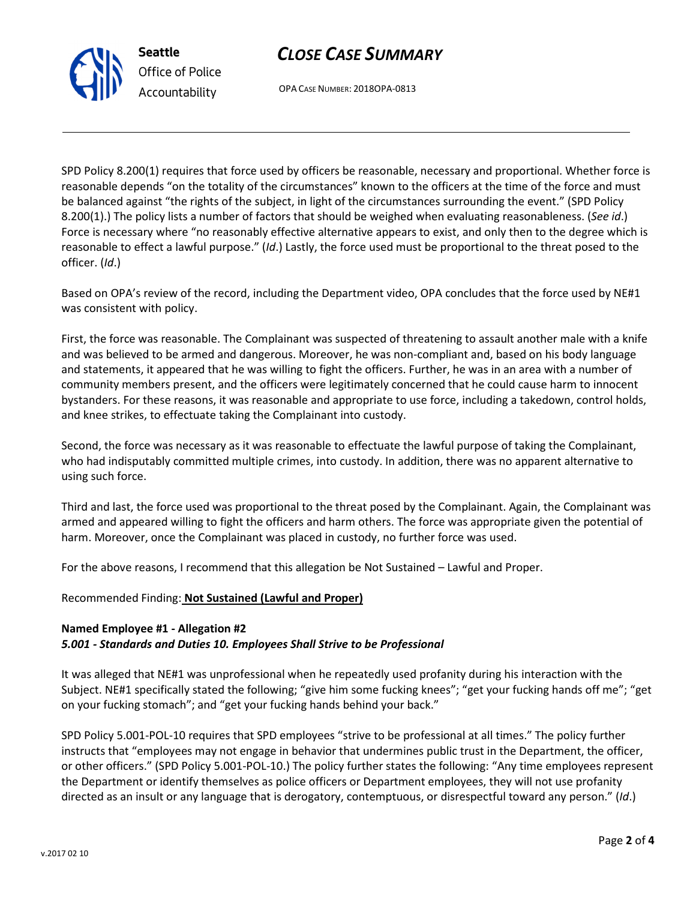SPD Policy 8.200(1) requires that force used by officers be reasonable, necessary and proportional. Whether force is reasonable depends "on the totality of the circumstances" known to the officers at the time of the force and must be balanced against "the rights of the subject, in light of the circumstances surrounding the event." (SPD Policy 8.200(1).) The policy lists a number of factors that should be weighed when evaluating reasonableness. (*See id*.) Force is necessary where "no reasonably effective alternative appears to exist, and only then to the degree which is reasonable to effect a lawful purpose." (*Id*.) Lastly, the force used must be proportional to the threat posed to the officer. (*Id*.)

Based on OPA's review of the record, including the Department video, OPA concludes that the force used by NE#1 was consistent with policy.

First, the force was reasonable. The Complainant was suspected of threatening to assault another male with a knife and was believed to be armed and dangerous. Moreover, he was non-compliant and, based on his body language and statements, it appeared that he was willing to fight the officers. Further, he was in an area with a number of community members present, and the officers were legitimately concerned that he could cause harm to innocent bystanders. For these reasons, it was reasonable and appropriate to use force, including a takedown, control holds, and knee strikes, to effectuate taking the Complainant into custody.

Second, the force was necessary as it was reasonable to effectuate the lawful purpose of taking the Complainant, who had indisputably committed multiple crimes, into custody. In addition, there was no apparent alternative to using such force.

Third and last, the force used was proportional to the threat posed by the Complainant. Again, the Complainant was armed and appeared willing to fight the officers and harm others. The force was appropriate given the potential of harm. Moreover, once the Complainant was placed in custody, no further force was used.

For the above reasons, I recommend that this allegation be Not Sustained – Lawful and Proper.

Recommended Finding: **Not Sustained (Lawful and Proper)**

**Named Employee #1 - Allegation #2**
***5.001 - Standards and Duties 10. Employees Shall Strive to be Professional***

It was alleged that NE#1 was unprofessional when he repeatedly used profanity during his interaction with the Subject. NE#1 specifically stated the following; "give him some fucking knees"; "get your fucking hands off me"; "get on your fucking stomach"; and "get your fucking hands behind your back."

SPD Policy 5.001-POL-10 requires that SPD employees "strive to be professional at all times." The policy further instructs that "employees may not engage in behavior that undermines public trust in the Department, the officer, or other officers." (SPD Policy 5.001-POL-10.) The policy further states the following: "Any time employees represent the Department or identify themselves as police officers or Department employees, they will not use profanity directed as an insult or any language that is derogatory, contemptuous, or disrespectful toward any person." (*Id*.)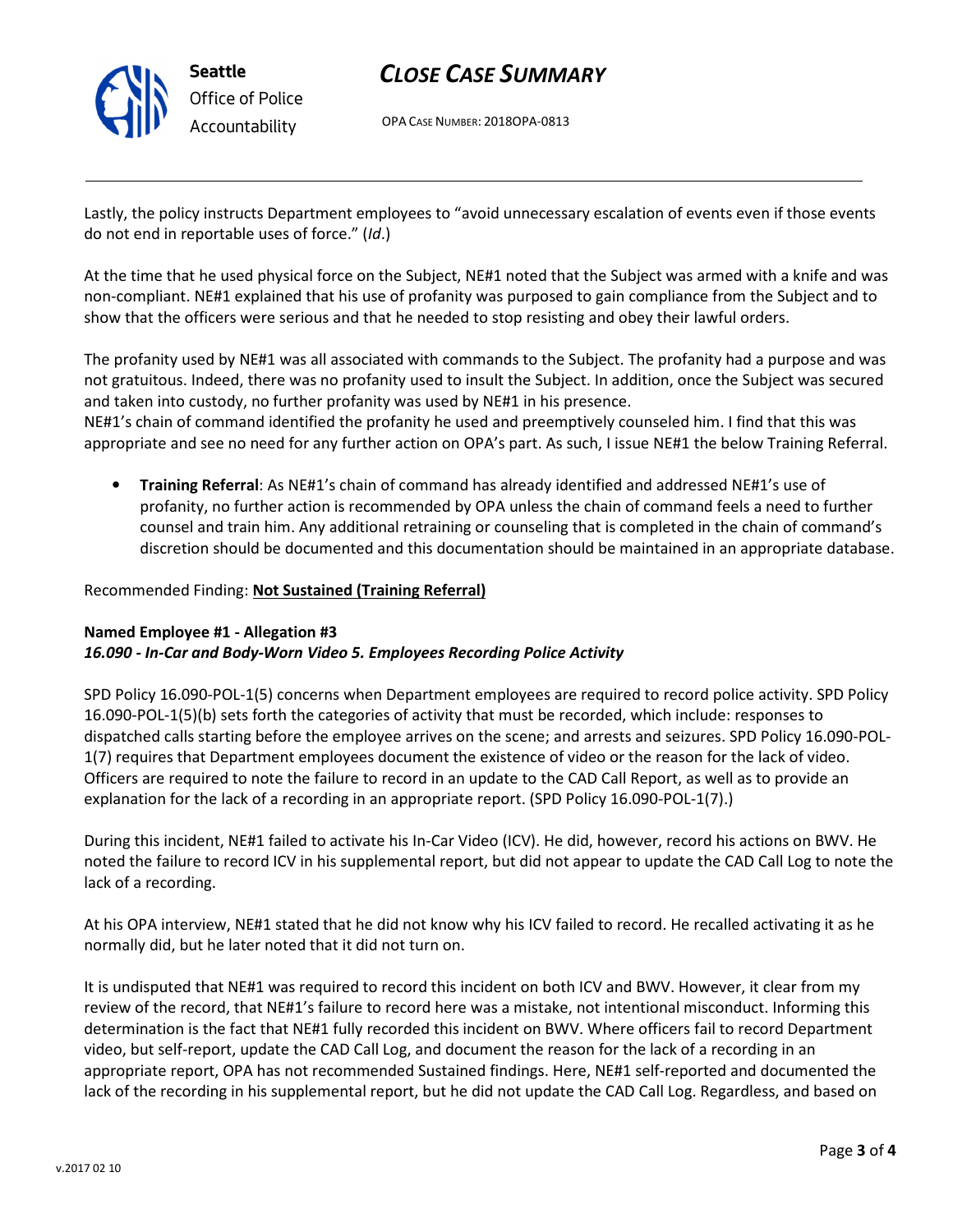Lastly, the policy instructs Department employees to "avoid unnecessary escalation of events even if those events do not end in reportable uses of force." (*Id*.)

At the time that he used physical force on the Subject, NE#1 noted that the Subject was armed with a knife and was non-compliant. NE#1 explained that his use of profanity was purposed to gain compliance from the Subject and to show that the officers were serious and that he needed to stop resisting and obey their lawful orders.

The profanity used by NE#1 was all associated with commands to the Subject. The profanity had a purpose and was not gratuitous. Indeed, there was no profanity used to insult the Subject. In addition, once the Subject was secured and taken into custody, no further profanity was used by NE#1 in his presence.
NE#1's chain of command identified the profanity he used and preemptively counseled him. I find that this was appropriate and see no need for any further action on OPA's part. As such, I issue NE#1 the below Training Referral.

- **Training Referral**: As NE#1's chain of command has already identified and addressed NE#1's use of profanity, no further action is recommended by OPA unless the chain of command feels a need to further counsel and train him. Any additional retraining or counseling that is completed in the chain of command's discretion should be documented and this documentation should be maintained in an appropriate database.

Recommended Finding: **Not Sustained (Training Referral)**

**Named Employee #1 - Allegation #3**
***16.090 - In-Car and Body-Worn Video 5. Employees Recording Police Activity***

SPD Policy 16.090-POL-1(5) concerns when Department employees are required to record police activity. SPD Policy 16.090-POL-1(5)(b) sets forth the categories of activity that must be recorded, which include: responses to dispatched calls starting before the employee arrives on the scene; and arrests and seizures. SPD Policy 16.090-POL-1(7) requires that Department employees document the existence of video or the reason for the lack of video. Officers are required to note the failure to record in an update to the CAD Call Report, as well as to provide an explanation for the lack of a recording in an appropriate report. (SPD Policy 16.090-POL-1(7).)

During this incident, NE#1 failed to activate his In-Car Video (ICV). He did, however, record his actions on BWV. He noted the failure to record ICV in his supplemental report, but did not appear to update the CAD Call Log to note the lack of a recording.

At his OPA interview, NE#1 stated that he did not know why his ICV failed to record. He recalled activating it as he normally did, but he later noted that it did not turn on.

It is undisputed that NE#1 was required to record this incident on both ICV and BWV. However, it clear from my review of the record, that NE#1's failure to record here was a mistake, not intentional misconduct. Informing this determination is the fact that NE#1 fully recorded this incident on BWV. Where officers fail to record Department video, but self-report, update the CAD Call Log, and document the reason for the lack of a recording in an appropriate report, OPA has not recommended Sustained findings. Here, NE#1 self-reported and documented the lack of the recording in his supplemental report, but he did not update the CAD Call Log. Regardless, and based on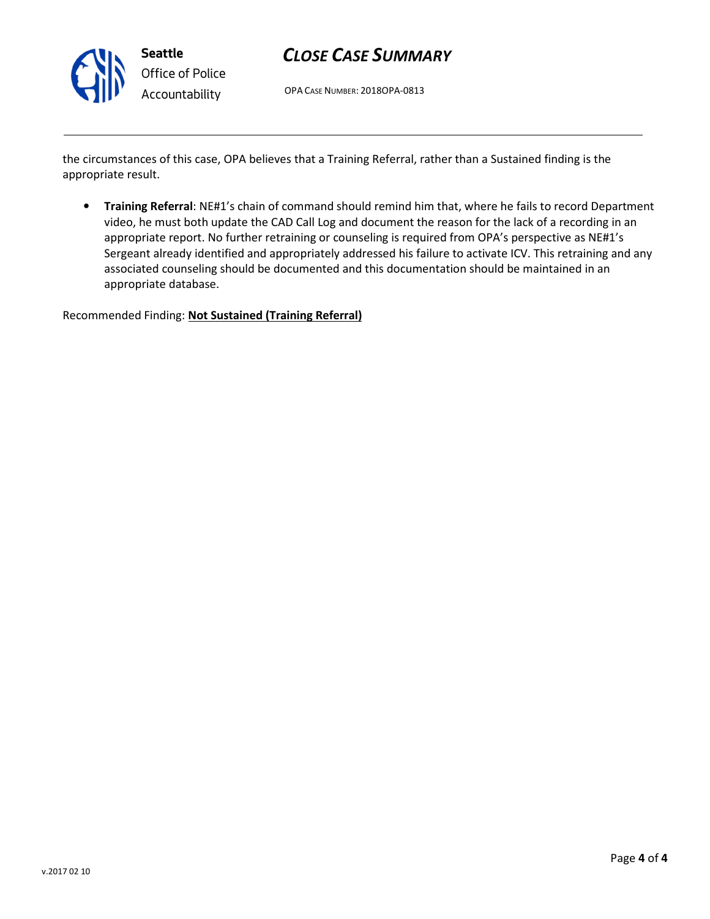the circumstances of this case, OPA believes that a Training Referral, rather than a Sustained finding is the appropriate result.

- **Training Referral**: NE#1's chain of command should remind him that, where he fails to record Department video, he must both update the CAD Call Log and document the reason for the lack of a recording in an appropriate report. No further retraining or counseling is required from OPA's perspective as NE#1's Sergeant already identified and appropriately addressed his failure to activate ICV. This retraining and any associated counseling should be documented and this documentation should be maintained in an appropriate database.

Recommended Finding: **Not Sustained (Training Referral)**